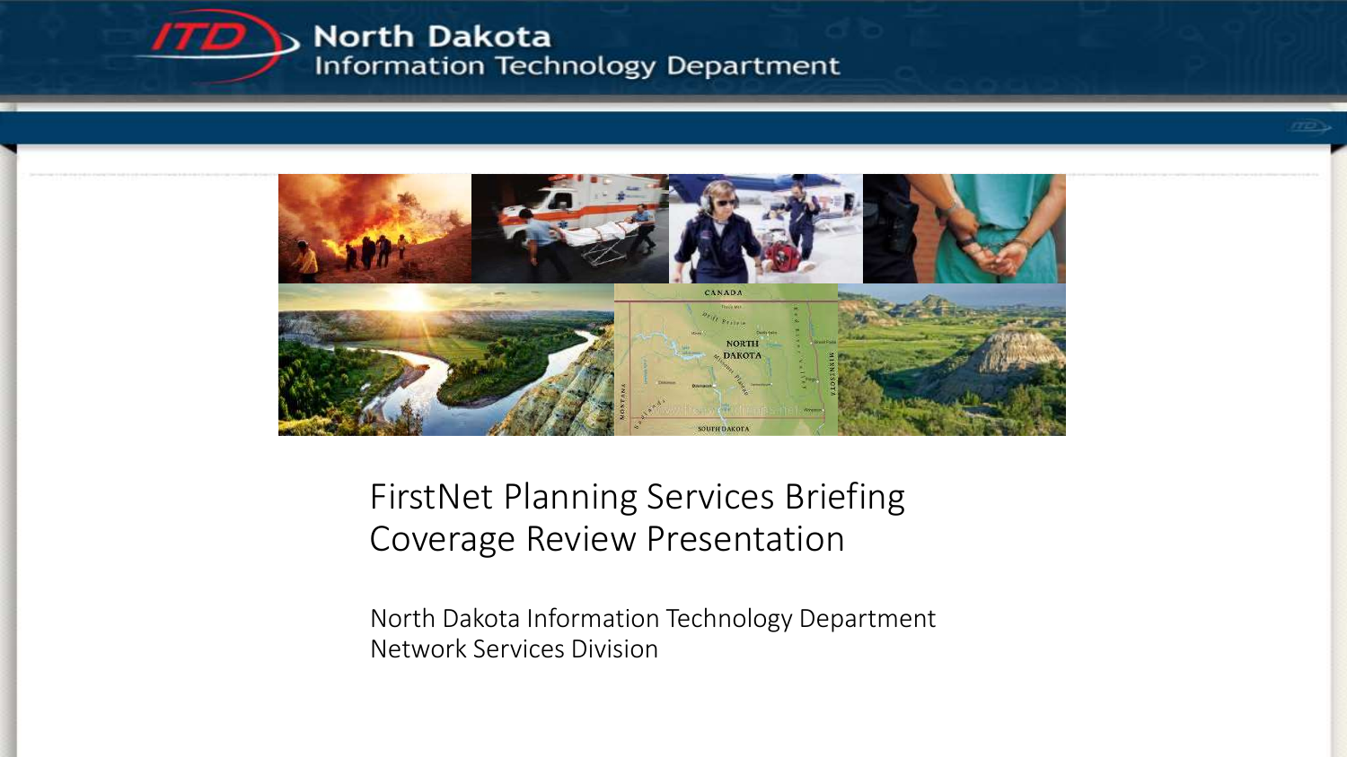# FirstNet Planning Services Briefing Coverage Review Presentation

North Dakota Information Technology Department
Network Services Division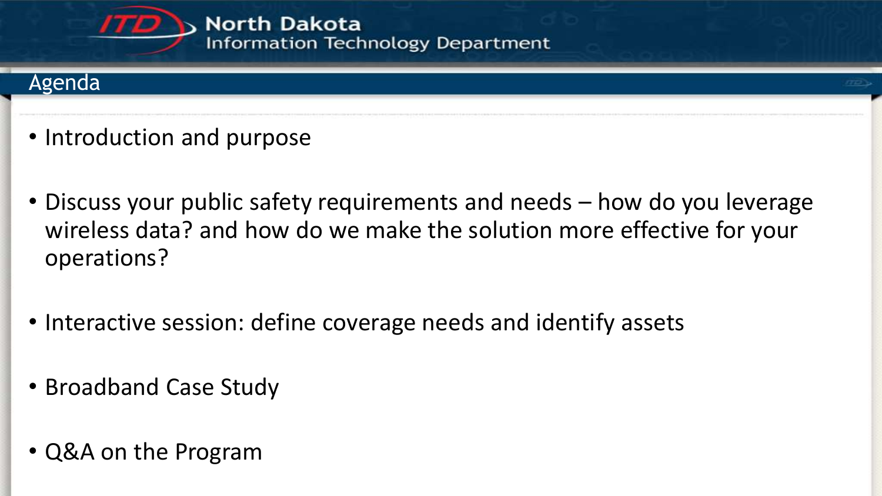# Agenda

- Introduction and purpose
- Discuss your public safety requirements and needs – how do you leverage wireless data? and how do we make the solution more effective for your operations?
- Interactive session: define coverage needs and identify assets
- Broadband Case Study
- Q&A on the Program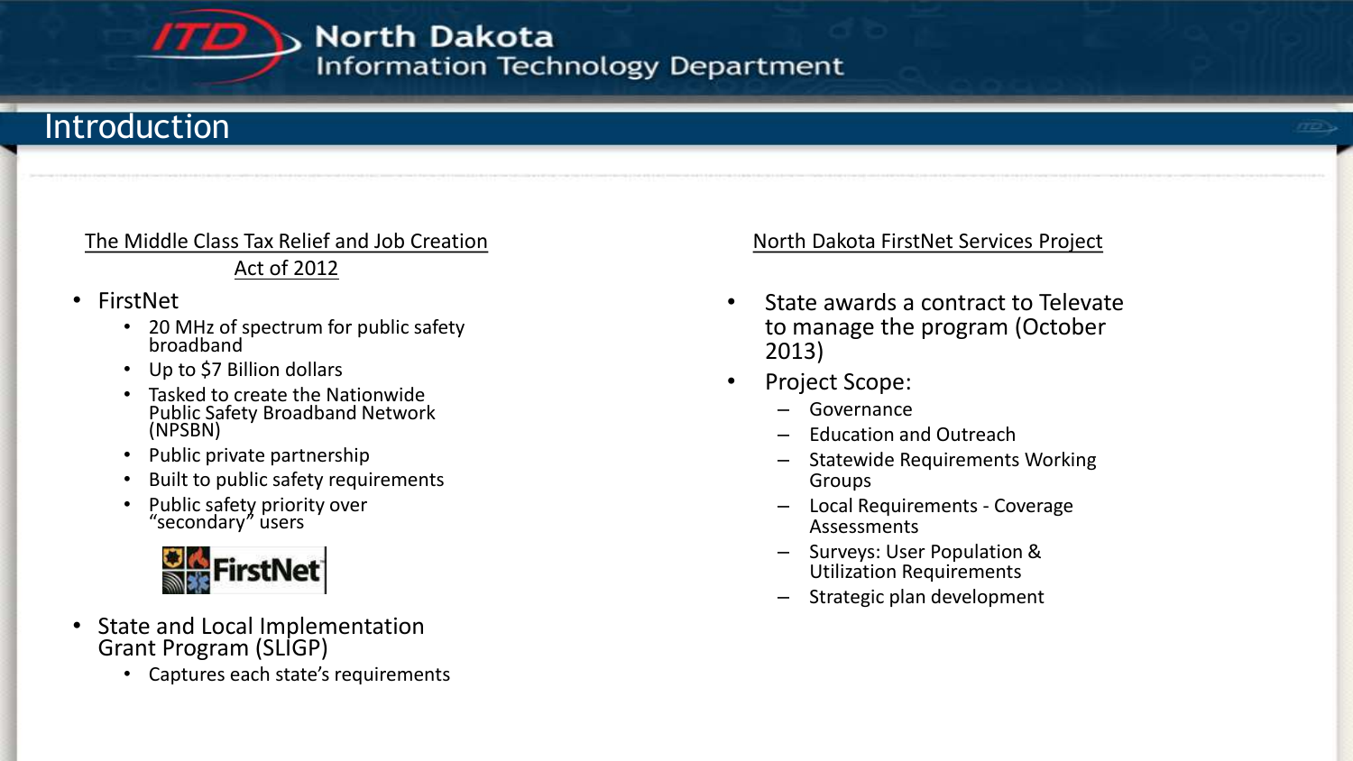# Introduction

## The Middle Class Tax Relief and Job Creation Act of 2012

- FirstNet
  - 20 MHz of spectrum for public safety broadband
  - Up to $7 Billion dollars
  - Tasked to create the Nationwide Public Safety Broadband Network (NPSBN)
  - Public private partnership
  - Built to public safety requirements
  - Public safety priority over "secondary" users
- State and Local Implementation Grant Program (SLIGP)
  - Captures each state's requirements

## North Dakota FirstNet Services Project

- State awards a contract to Televate to manage the program (October 2013)
- Project Scope:
  - Governance
  - Education and Outreach
  - Statewide Requirements Working Groups
  - Local Requirements - Coverage Assessments
  - Surveys: User Population & Utilization Requirements
  - Strategic plan development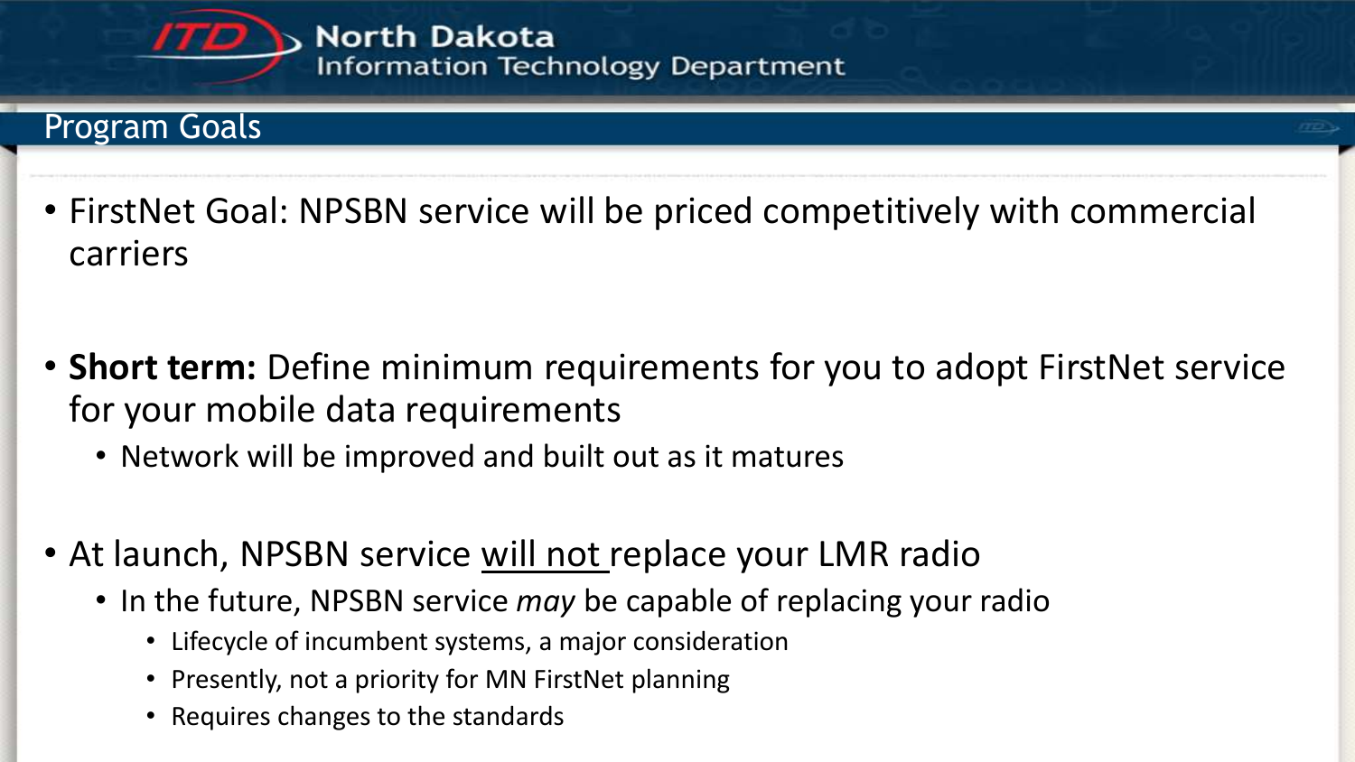## Program Goals

- FirstNet Goal: NPSBN service will be priced competitively with commercial carriers
- **Short term:** Define minimum requirements for you to adopt FirstNet service for your mobile data requirements
  - Network will be improved and built out as it matures
- At launch, NPSBN service <u>will not</u> replace your LMR radio
  - In the future, NPSBN service *may* be capable of replacing your radio
    - Lifecycle of incumbent systems, a major consideration
    - Presently, not a priority for MN FirstNet planning
    - Requires changes to the standards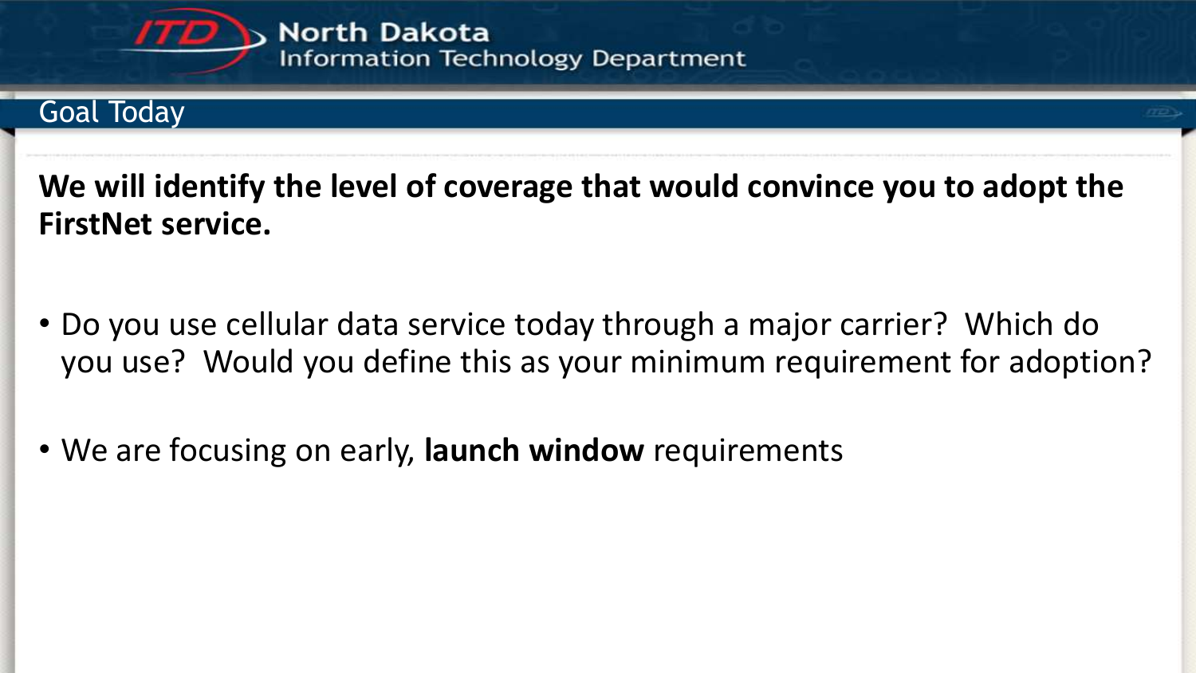## Goal Today

**We will identify the level of coverage that would convince you to adopt the FirstNet service.**

- Do you use cellular data service today through a major carrier? Which do you use? Would you define this as your minimum requirement for adoption?
- We are focusing on early, **launch window** requirements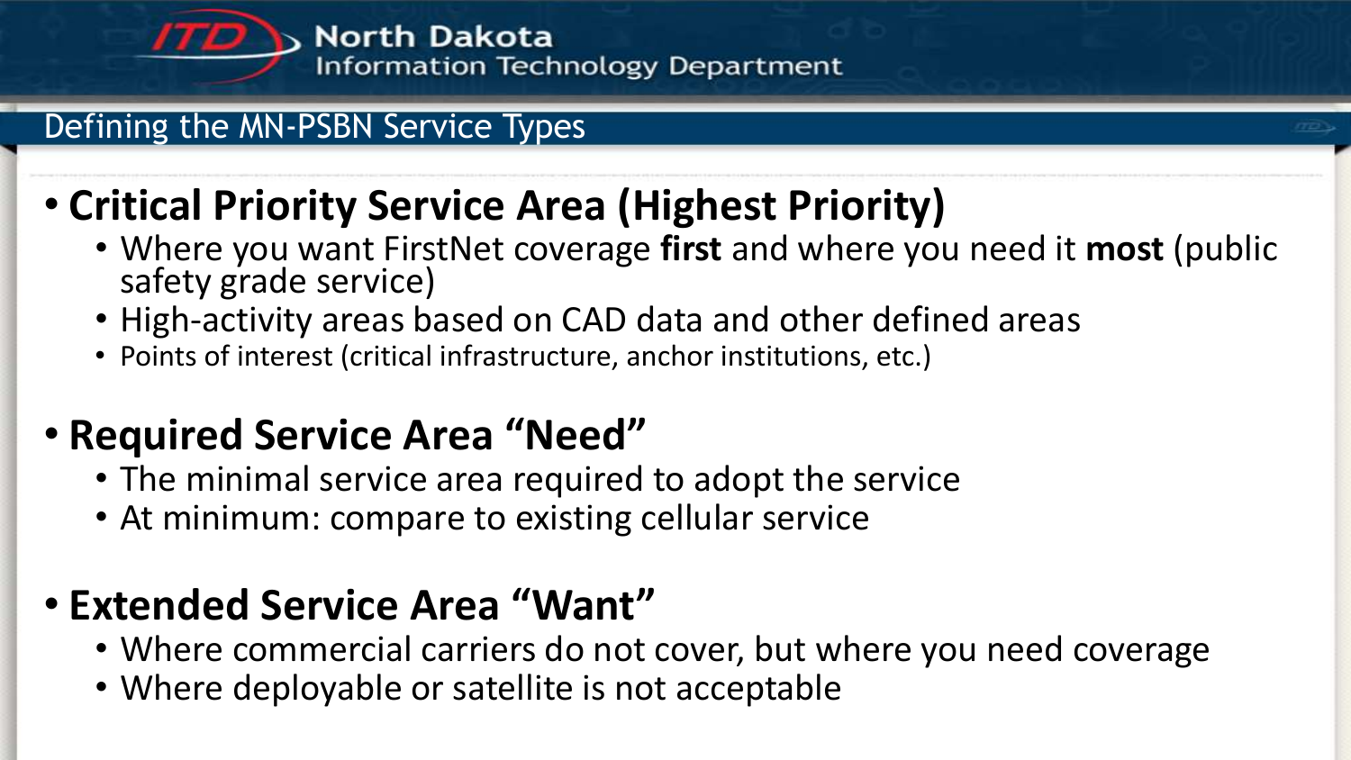## Defining the MN-PSBN Service Types

- **Critical Priority Service Area (Highest Priority)**
  - Where you want FirstNet coverage **first** and where you need it **most** (public safety grade service)
  - High-activity areas based on CAD data and other defined areas
  - Points of interest (critical infrastructure, anchor institutions, etc.)

- **Required Service Area "Need"**
  - The minimal service area required to adopt the service
  - At minimum: compare to existing cellular service

- **Extended Service Area "Want"**
  - Where commercial carriers do not cover, but where you need coverage
  - Where deployable or satellite is not acceptable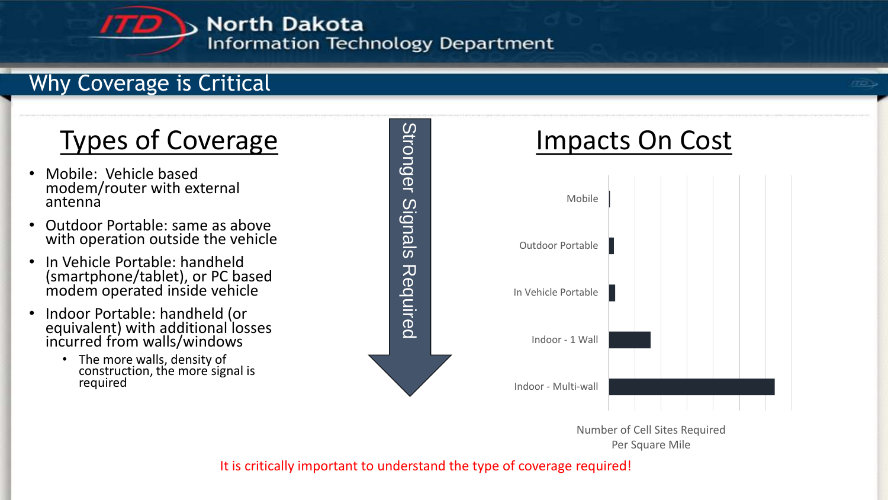# Why Coverage is Critical

## Types of Coverage

- Mobile: Vehicle based modem/router with external antenna
- Outdoor Portable: same as above with operation outside the vehicle
- In Vehicle Portable: handheld (smartphone/tablet), or PC based modem operated inside vehicle
- Indoor Portable: handheld (or equivalent) with additional losses incurred from walls/windows
  - The more walls, density of construction, the more signal is required

Stronger Signals Required

## Impacts On Cost

Mobile

Outdoor Portable

In Vehicle Portable

Indoor - 1 Wall

Indoor - Multi-wall

Number of Cell Sites Required Per Square Mile

It is critically important to understand the type of coverage required!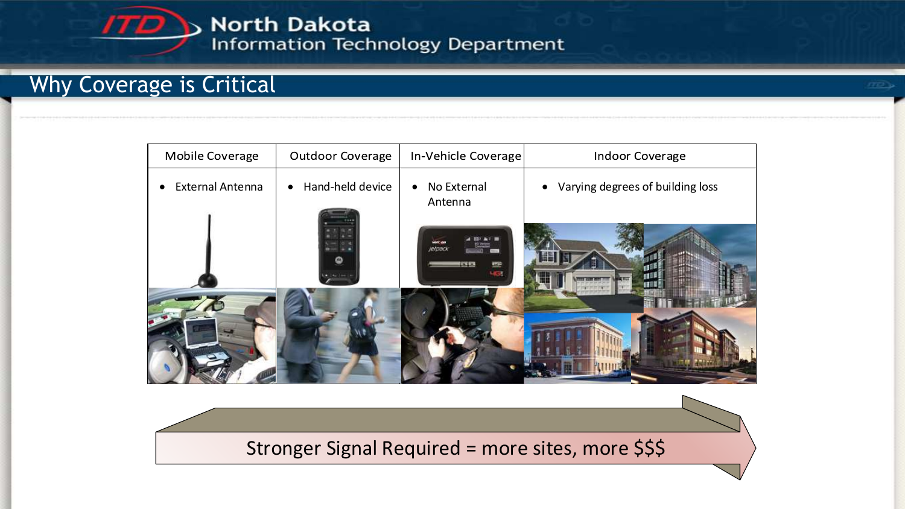# Why Coverage is Critical

| Mobile Coverage | Outdoor Coverage | In-Vehicle Coverage | Indoor Coverage |
|---|---|---|---|
| • External Antenna | • Hand-held device | • No External Antenna | • Varying degrees of building loss |

Stronger Signal Required = more sites, more $$$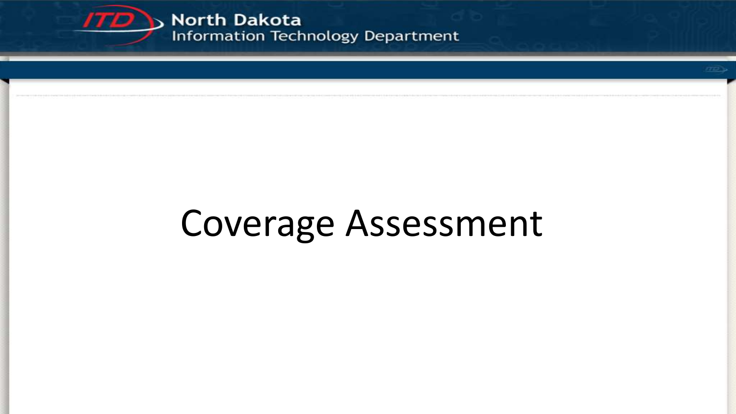# Coverage Assessment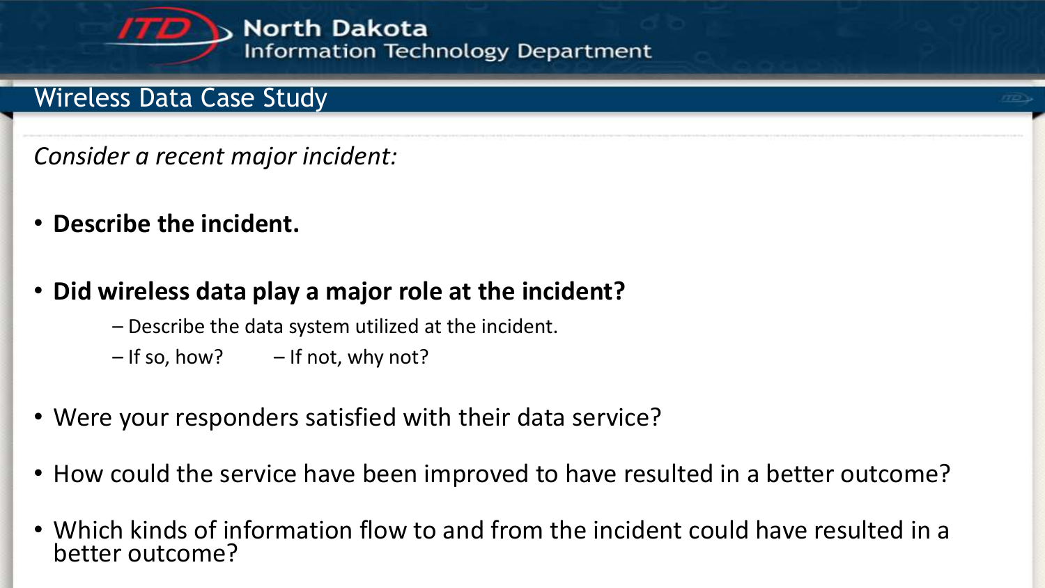# Wireless Data Case Study

*Consider a recent major incident:*

- **Describe the incident.**
- **Did wireless data play a major role at the incident?**
  - Describe the data system utilized at the incident.
  - If so, how?
  - If not, why not?
- Were your responders satisfied with their data service?
- How could the service have been improved to have resulted in a better outcome?
- Which kinds of information flow to and from the incident could have resulted in a better outcome?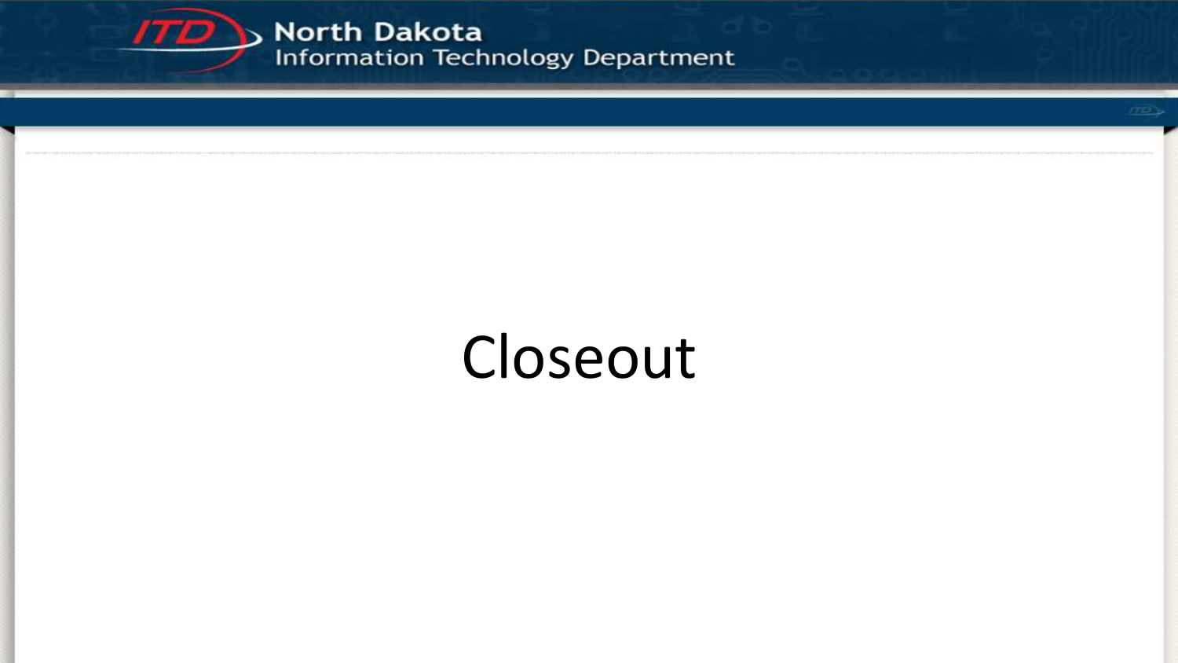# Closeout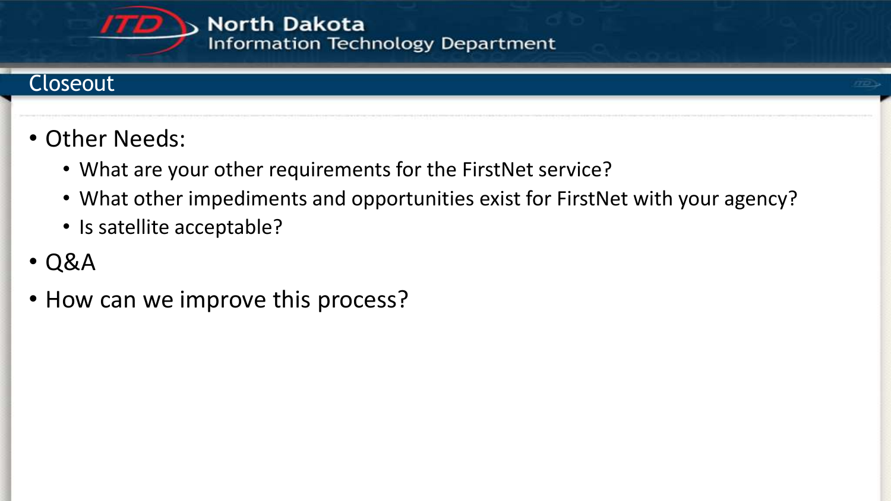# Closeout

- Other Needs:
  - What are your other requirements for the FirstNet service?
  - What other impediments and opportunities exist for FirstNet with your agency?
  - Is satellite acceptable?
- Q&A
- How can we improve this process?